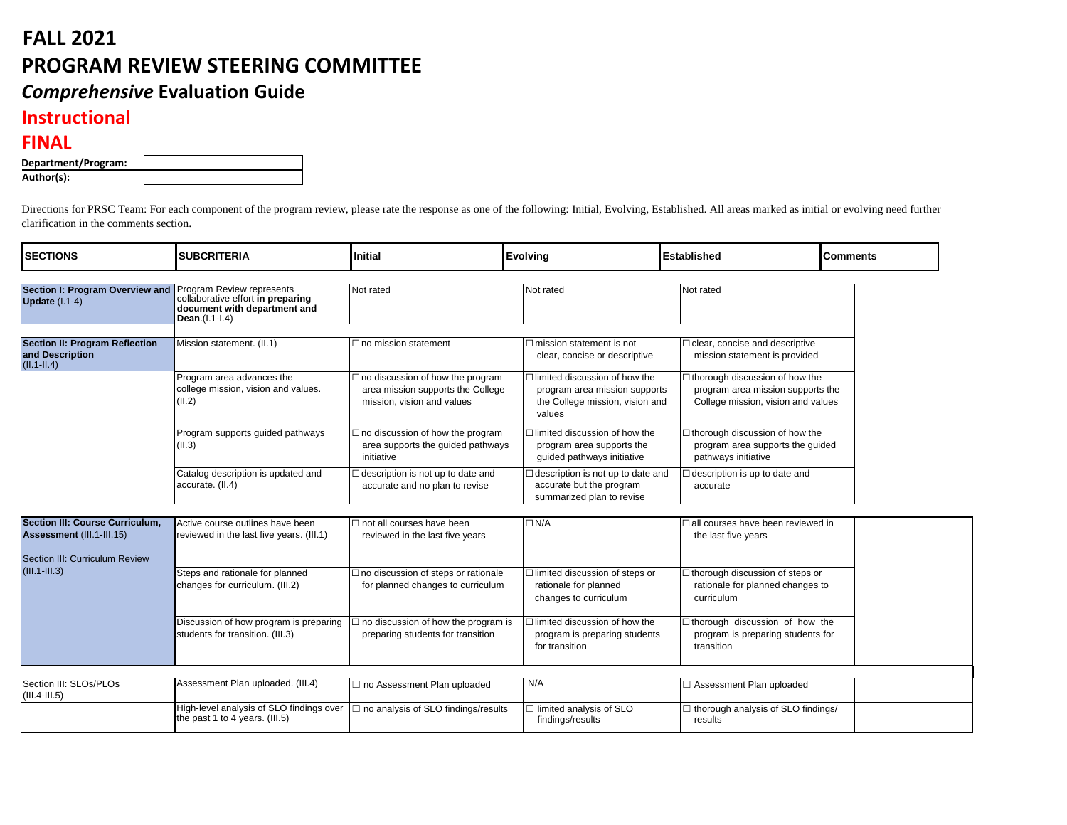# FALL 2021

# PROGRAM REVIEW STEERING COMMITTEE

## *Comprehensive* Evaluation Guide

## Instructional

## FINAL

| Department/Program: | |
|---|---|
| Author(s): | |

Directions for PRSC Team: For each component of the program review, please rate the response as one of the following: Initial, Evolving, Established. All areas marked as initial or evolving need further clarification in the comments section.

| SECTIONS | SUBCRITERIA | Initial | Evolving | Established | Comments |
|---|---|---|---|---|---|
| **Section I: Program Overview and Update** (I.1-4) | Program Review represents collaborative effort **in preparing document with department and Dean**.(I.1-I.4) | Not rated | Not rated | Not rated | |
| **Section II: Program Reflection and Description** (II.1-II.4) | Mission statement. (II.1) | ☐ no mission statement | ☐ mission statement is not clear, concise or descriptive | ☐ clear, concise and descriptive mission statement is provided | |
| | Program area advances the college mission, vision and values. (II.2) | ☐ no discussion of how the program area mission supports the College mission, vision and values | ☐ limited discussion of how the program area mission supports the College mission, vision and values | ☐ thorough discussion of how the program area mission supports the College mission, vision and values | |
| | Program supports guided pathways (II.3) | ☐ no discussion of how the program area supports the guided pathways initiative | ☐ limited discussion of how the program area supports the guided pathways initiative | ☐ thorough discussion of how the program area supports the guided pathways initiative | |
| | Catalog description is updated and accurate. (II.4) | ☐ description is not up to date and accurate and no plan to revise | ☐ description is not up to date and accurate but the program summarized plan to revise | ☐ description is up to date and accurate | |
| **Section III: Course Curriculum, Assessment** (III.1-III.15)<br><br>Section III: Curriculum Review (III.1-III.3) | Active course outlines have been reviewed in the last five years. (III.1) | ☐ not all courses have been reviewed in the last five years | ☐ N/A | ☐ all courses have been reviewed in the last five years | |
| | Steps and rationale for planned changes for curriculum. (III.2) | ☐ no discussion of steps or rationale for planned changes to curriculum | ☐ limited discussion of steps or rationale for planned changes to curriculum | ☐ thorough discussion of steps or rationale for planned changes to curriculum | |
| | Discussion of how program is preparing students for transition. (III.3) | ☐ no discussion of how the program is preparing students for transition | ☐ limited discussion of how the program is preparing students for transition | ☐ thorough discussion of how the program is preparing students for transition | |
| Section III: SLOs/PLOs (III.4-III.5) | Assessment Plan uploaded. (III.4) | ☐ no Assessment Plan uploaded | N/A | ☐ Assessment Plan uploaded | |
| | High-level analysis of SLO findings over the past 1 to 4 years. (III.5) | ☐ no analysis of SLO findings/results | ☐ limited analysis of SLO findings/results | ☐ thorough analysis of SLO findings/ results | |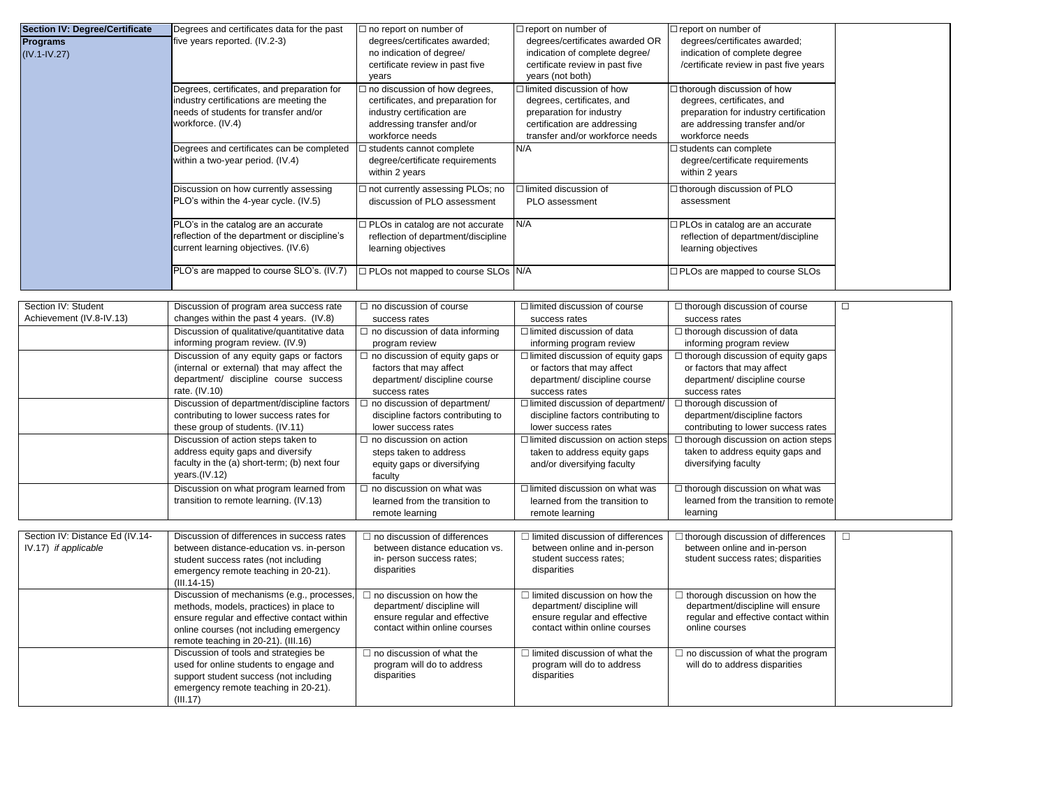| **Section IV: Degree/Certificate Programs** (IV.1-IV.27) | Degrees and certificates data for the past five years reported. (IV.2-3) | ☐ no report on number of degrees/certificates awarded; no indication of degree/ certificate review in past five years | ☐ report on number of degrees/certificates awarded OR indication of complete degree/ certificate review in past five years (not both) | ☐ report on number of degrees/certificates awarded; indication of complete degree /certificate review in past five years | |
|---|---|---|---|---|---|
| | Degrees, certificates, and preparation for industry certifications are meeting the needs of students for transfer and/or workforce. (IV.4) | ☐ no discussion of how degrees, certificates, and preparation for industry certification are addressing transfer and/or workforce needs | ☐ limited discussion of how degrees, certificates, and preparation for industry certification are addressing transfer and/or workforce needs | ☐ thorough discussion of how degrees, certificates, and preparation for industry certification are addressing transfer and/or workforce needs | |
| | Degrees and certificates can be completed within a two-year period. (IV.4) | ☐ students cannot complete degree/certificate requirements within 2 years | N/A | ☐ students can complete degree/certificate requirements within 2 years | |
| | Discussion on how currently assessing PLO's within the 4-year cycle. (IV.5) | ☐ not currently assessing PLOs; no discussion of PLO assessment | ☐ limited discussion of PLO assessment | ☐ thorough discussion of PLO assessment | |
| | PLO's in the catalog are an accurate reflection of the department or discipline's current learning objectives. (IV.6) | ☐ PLOs in catalog are not accurate reflection of department/discipline learning objectives | N/A | ☐ PLOs in catalog are an accurate reflection of department/discipline learning objectives | |
| | PLO's are mapped to course SLO's. (IV.7) | ☐ PLOs not mapped to course SLOs | N/A | ☐ PLOs are mapped to course SLOs | |

| Section IV: Student Achievement (IV.8-IV.13) | Discussion of program area success rate changes within the past 4 years. (IV.8) | ☐ no discussion of course success rates | ☐ limited discussion of course success rates | ☐ thorough discussion of course success rates | ☐ |
|---|---|---|---|---|---|
| | Discussion of qualitative/quantitative data informing program review. (IV.9) | ☐ no discussion of data informing program review | ☐ limited discussion of data informing program review | ☐ thorough discussion of data informing program review | |
| | Discussion of any equity gaps or factors (internal or external) that may affect the department/ discipline course success rate. (IV.10) | ☐ no discussion of equity gaps or factors that may affect department/ discipline course success rates | ☐ limited discussion of equity gaps or factors that may affect department/ discipline course success rates | ☐ thorough discussion of equity gaps or factors that may affect department/ discipline course success rates | |
| | Discussion of department/discipline factors contributing to lower success rates for these group of students. (IV.11) | ☐ no discussion of department/ discipline factors contributing to lower success rates | ☐ limited discussion of department/ discipline factors contributing to lower success rates | ☐ thorough discussion of department/discipline factors contributing to lower success rates | |
| | Discussion of action steps taken to address equity gaps and diversify faculty in the (a) short-term; (b) next four years.(IV.12) | ☐ no discussion on action steps taken to address equity gaps or diversifying faculty | ☐ limited discussion on action steps taken to address equity gaps and/or diversifying faculty | ☐ thorough discussion on action steps taken to address equity gaps and diversifying faculty | |
| | Discussion on what program learned from transition to remote learning. (IV.13) | ☐ no discussion on what was learned from the transition to remote learning | ☐ limited discussion on what was learned from the transition to remote learning | ☐ thorough discussion on what was learned from the transition to remote learning | |

| Section IV: Distance Ed (IV.14-IV.17) *if applicable* | Discussion of differences in success rates between distance-education vs. in-person student success rates (not including emergency remote teaching in 20-21). (III.14-15) | ☐ no discussion of differences between distance education vs. in- person success rates; disparities | ☐ limited discussion of differences between online and in-person student success rates; disparities | ☐ thorough discussion of differences between online and in-person student success rates; disparities | ☐ |
|---|---|---|---|---|---|
| | Discussion of mechanisms (e.g., processes, methods, models, practices) in place to ensure regular and effective contact within online courses (not including emergency remote teaching in 20-21). (III.16) | ☐ no discussion on how the department/ discipline will ensure regular and effective contact within online courses | ☐ limited discussion on how the department/ discipline will ensure regular and effective contact within online courses | ☐ thorough discussion on how the department/discipline will ensure regular and effective contact within online courses | |
| | Discussion of tools and strategies be used for online students to engage and support student success (not including emergency remote teaching in 20-21). (III.17) | ☐ no discussion of what the program will do to address disparities | ☐ limited discussion of what the program will do to address disparities | ☐ no discussion of what the program will do to address disparities | |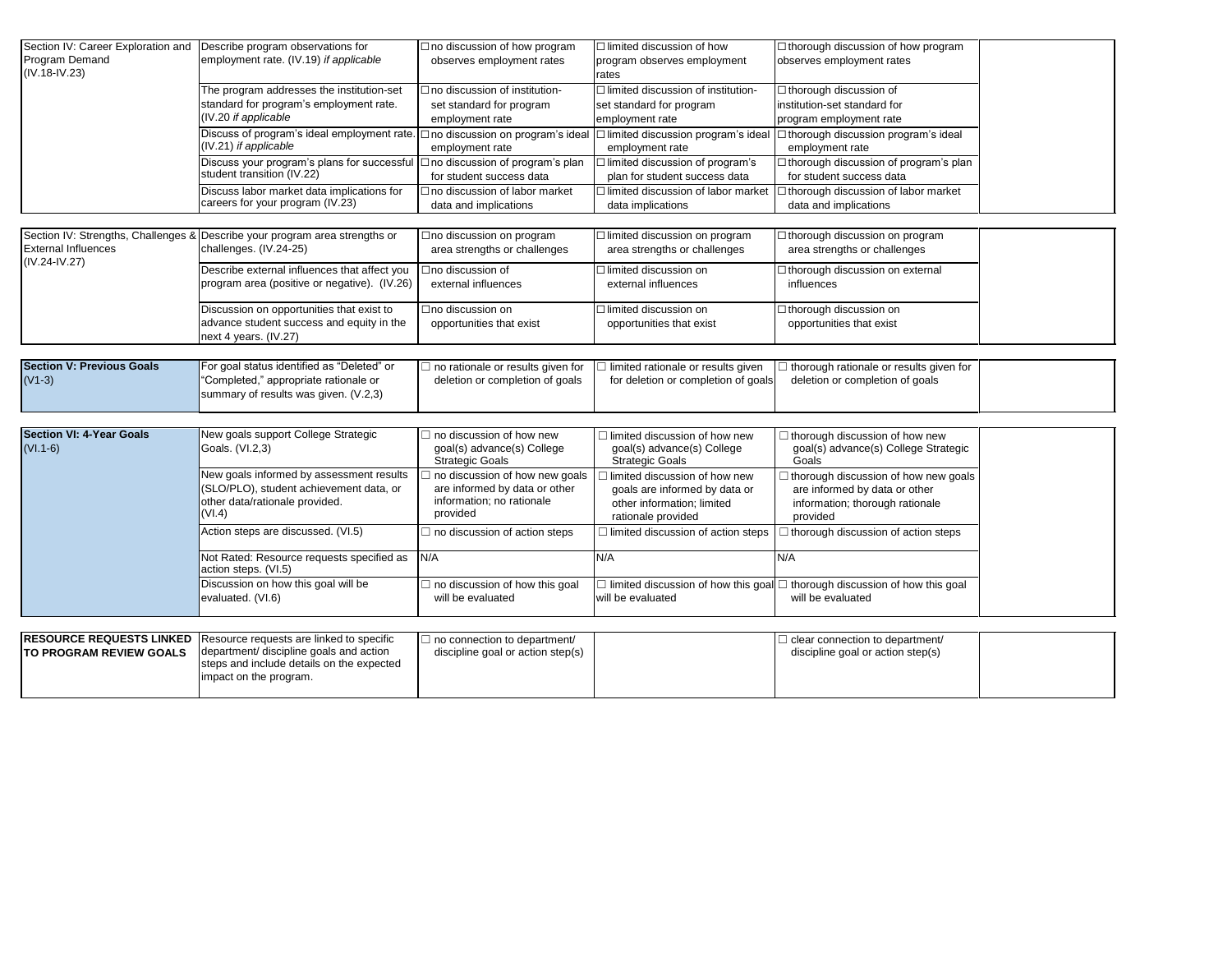| | | | | | |
|---|---|---|---|---|---|
| Section IV: Career Exploration and Program Demand (IV.18-IV.23) | Describe program observations for employment rate. (IV.19) *if applicable* | ☐ no discussion of how program observes employment rates | ☐ limited discussion of how program observes employment rates | ☐ thorough discussion of how program observes employment rates | |
| | The program addresses the institution-set standard for program's employment rate. (IV.20 *if applicable* | ☐ no discussion of institution-set standard for program employment rate | ☐ limited discussion of institution-set standard for program employment rate | ☐ thorough discussion of institution-set standard for program employment rate | |
| | Discuss of program's ideal employment rate. (IV.21) *if applicable* | ☐ no discussion on program's ideal employment rate | ☐ limited discussion program's ideal employment rate | ☐ thorough discussion program's ideal employment rate | |
| | Discuss your program's plans for successful student transition (IV.22) | ☐ no discussion of program's plan for student success data | ☐ limited discussion of program's plan for student success data | ☐ thorough discussion of program's plan for student success data | |
| | Discuss labor market data implications for careers for your program (IV.23) | ☐ no discussion of labor market data and implications | ☐ limited discussion of labor market data implications | ☐ thorough discussion of labor market data and implications | |

| | | | | | |
|---|---|---|---|---|---|
| Section IV: Strengths, Challenges & External Influences (IV.24-IV.27) | Describe your program area strengths or challenges. (IV.24-25) | ☐ no discussion on program area strengths or challenges | ☐ limited discussion on program area strengths or challenges | ☐ thorough discussion on program area strengths or challenges | |
| | Describe external influences that affect you program area (positive or negative). (IV.26) | ☐ no discussion of external influences | ☐ limited discussion on external influences | ☐ thorough discussion on external influences | |
| | Discussion on opportunities that exist to advance student success and equity in the next 4 years. (IV.27) | ☐ no discussion on opportunities that exist | ☐ limited discussion on opportunities that exist | ☐ thorough discussion on opportunities that exist | |

| | | | | | |
|---|---|---|---|---|---|
| **Section V: Previous Goals** (V1-3) | For goal status identified as "Deleted" or "Completed," appropriate rationale or summary of results was given. (V.2,3) | ☐ no rationale or results given for deletion or completion of goals | ☐ limited rationale or results given for deletion or completion of goals | ☐ thorough rationale or results given for deletion or completion of goals | |

| | | | | | |
|---|---|---|---|---|---|
| **Section VI: 4-Year Goals** (VI.1-6) | New goals support College Strategic Goals. (VI.2,3) | ☐ no discussion of how new goal(s) advance(s) College Strategic Goals | ☐ limited discussion of how new goal(s) advance(s) College Strategic Goals | ☐ thorough discussion of how new goal(s) advance(s) College Strategic Goals | |
| | New goals informed by assessment results (SLO/PLO), student achievement data, or other data/rationale provided. (VI.4) | ☐ no discussion of how new goals are informed by data or other information; no rationale provided | ☐ limited discussion of how new goals are informed by data or other information; limited rationale provided | ☐ thorough discussion of how new goals are informed by data or other information; thorough rationale provided | |
| | Action steps are discussed. (VI.5) | ☐ no discussion of action steps | ☐ limited discussion of action steps | ☐ thorough discussion of action steps | |
| | Not Rated: Resource requests specified as action steps. (VI.5) | N/A | N/A | N/A | |
| | Discussion on how this goal will be evaluated. (VI.6) | ☐ no discussion of how this goal will be evaluated | ☐ limited discussion of how this goal will be evaluated | ☐ thorough discussion of how this goal will be evaluated | |

| | | | | | |
|---|---|---|---|---|---|
| **RESOURCE REQUESTS LINKED TO PROGRAM REVIEW GOALS** | Resource requests are linked to specific department/ discipline goals and action steps and include details on the expected impact on the program. | ☐ no connection to department/ discipline goal or action step(s) | | ☐ clear connection to department/ discipline goal or action step(s) | |